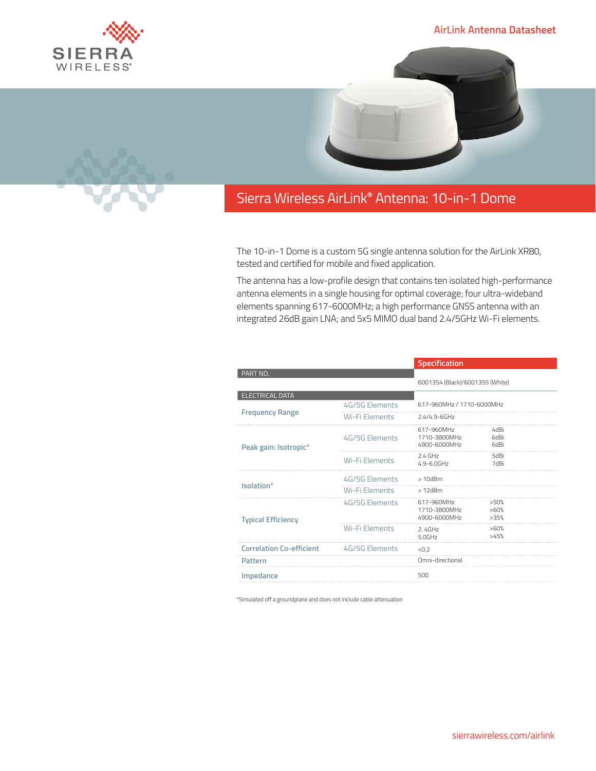AirLink Antenna Datasheet

# Sierra Wireless AirLink® Antenna: 10-in-1 Dome

The 10-in-1 Dome is a custom 5G single antenna solution for the AirLink XR80, tested and certified for mobile and fixed application.

The antenna has a low-profile design that contains ten isolated high-performance antenna elements in a single housing for optimal coverage; four ultra-wideband elements spanning 617-6000MHz; a high performance GNSS antenna with an integrated 26dB gain LNA; and 5x5 MIMO dual band 2.4/5GHz Wi-Fi elements.

| | | Specification | |
|---|---|---|---|
| **PART NO.** | | 6001354 (Black)/6001355 (White) | |
| **ELECTRICAL DATA** | | | |
| Frequency Range | 4G/5G Elements | 617-960MHz / 1710-6000MHz | |
| | Wi-Fi Elements | 2.4/4.9-6GHz | |
| Peak gain: Isotropic* | 4G/5G Elements | 617-960MHz<br>1710-3800MHz<br>4900-6000MHz | 4dBi<br>6dBi<br>6dBi |
| | Wi-Fi Elements | 2.4 GHz<br>4.9-6.0GHz | 5dBi<br>7dBi |
| Isolation* | 4G/5G Elements | > 10dBm | |
| | Wi-Fi Elements | > 12dBm | |
| Typical Efficiency | 4G/5G Elements | 617-960MHz<br>1710-3800MHz<br>4900-6000MHz | >50%<br>>60%<br>>35% |
| | Wi-Fi Elements | 2. 4GHz<br>5.0GHz | >60%<br>>45% |
| Correlation Co-efficient | 4G/5G Elements | <0.2 | |
| Pattern | | Omni-directional | |
| Impedance | | 50Ω | |

*Simulated off a groundplane and does not include cable attenuation

sierrawireless.com/airlink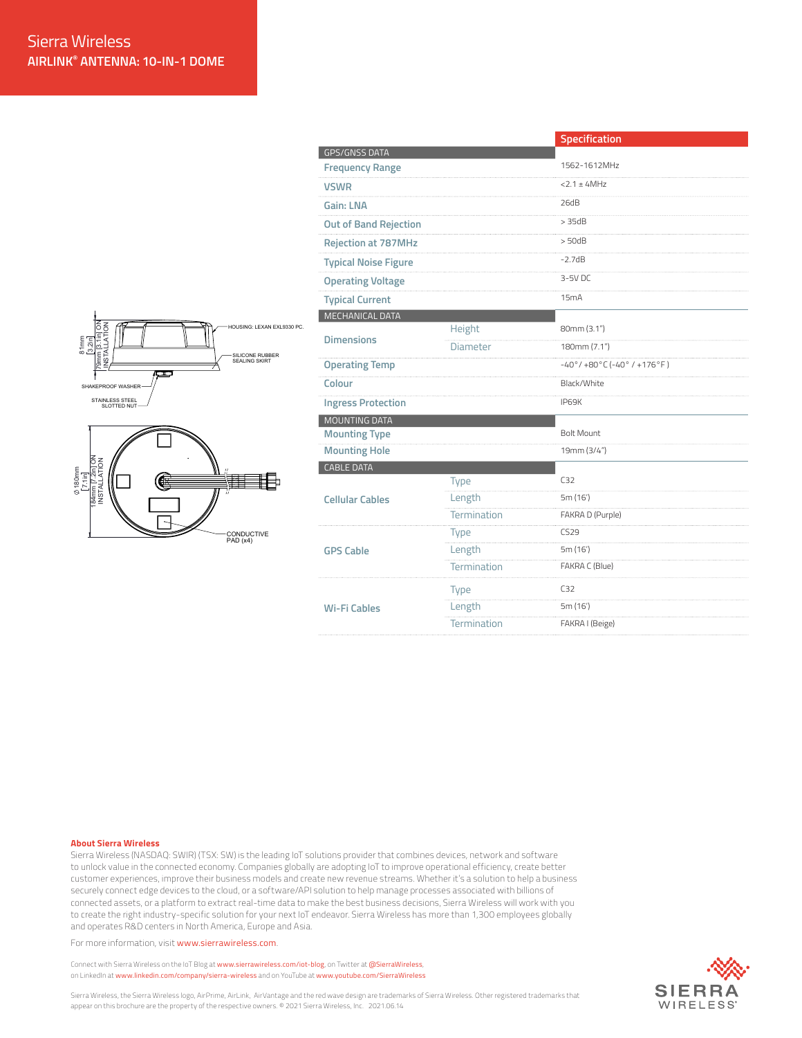# Sierra Wireless

## AIRLINK® ANTENNA: 10-IN-1 DOME

HOUSING: LEXAN EXL9330 PC.

SILICONE RUBBER SEALING SKIRT

SHAKEPROOF WASHER

STAINLESS STEEL SLOTTED NUT

81mm [3.2in]

79mm [3.1in] ON INSTALLATION

Ø 180mm [7.1in]

184mm [7.2in] ON INSTALLATION

CONDUCTIVE PAD (x4)

| | | Specification |
|---|---|---|
| **GPS/GNSS DATA** | | |
| Frequency Range | | 1562-1612MHz |
| VSWR | | <2.1 ± 4MHz |
| Gain: LNA | | 26dB |
| Out of Band Rejection | | > 35dB |
| Rejection at 787MHz | | > 50dB |
| Typical Noise Figure | | -2.7dB |
| Operating Voltage | | 3-5V DC |
| Typical Current | | 15mA |
| **MECHANICAL DATA** | | |
| Dimensions | Height | 80mm (3.1") |
| | Diameter | 180mm (7.1") |
| Operating Temp | | -40°/ +80°C (-40° / +176°F) |
| Colour | | Black/White |
| Ingress Protection | | IP69K |
| **MOUNTING DATA** | | |
| Mounting Type | | Bolt Mount |
| Mounting Hole | | 19mm (3/4") |
| **CABLE DATA** | | |
| Cellular Cables | Type | C32 |
| | Length | 5m (16') |
| | Termination | FAKRA D (Purple) |
| GPS Cable | Type | CS29 |
| | Length | 5m (16') |
| | Termination | FAKRA C (Blue) |
| Wi-Fi Cables | Type | C32 |
| | Length | 5m (16') |
| | Termination | FAKRA I (Beige) |

**About Sierra Wireless**

Sierra Wireless (NASDAQ: SWIR) (TSX: SW) is the leading IoT solutions provider that combines devices, network and software to unlock value in the connected economy. Companies globally are adopting IoT to improve operational efficiency, create better customer experiences, improve their business models and create new revenue streams. Whether it's a solution to help a business securely connect edge devices to the cloud, or a software/API solution to help manage processes associated with billions of connected assets, or a platform to extract real-time data to make the best business decisions, Sierra Wireless will work with you to create the right industry-specific solution for your next IoT endeavor. Sierra Wireless has more than 1,300 employees globally and operates R&D centers in North America, Europe and Asia.

For more information, visit www.sierrawireless.com.

Connect with Sierra Wireless on the IoT Blog at www.sierrawireless.com/iot-blog, on Twitter at @SierraWireless, on LinkedIn at www.linkedin.com/company/sierra-wireless and on YouTube at www.youtube.com/SierraWireless

Sierra Wireless, the Sierra Wireless logo, AirPrime, AirLink, AirVantage and the red wave design are trademarks of Sierra Wireless. Other registered trademarks that appear on this brochure are the property of the respective owners. © 2021 Sierra Wireless, Inc. 2021.06.14

SIERRA WIRELESS